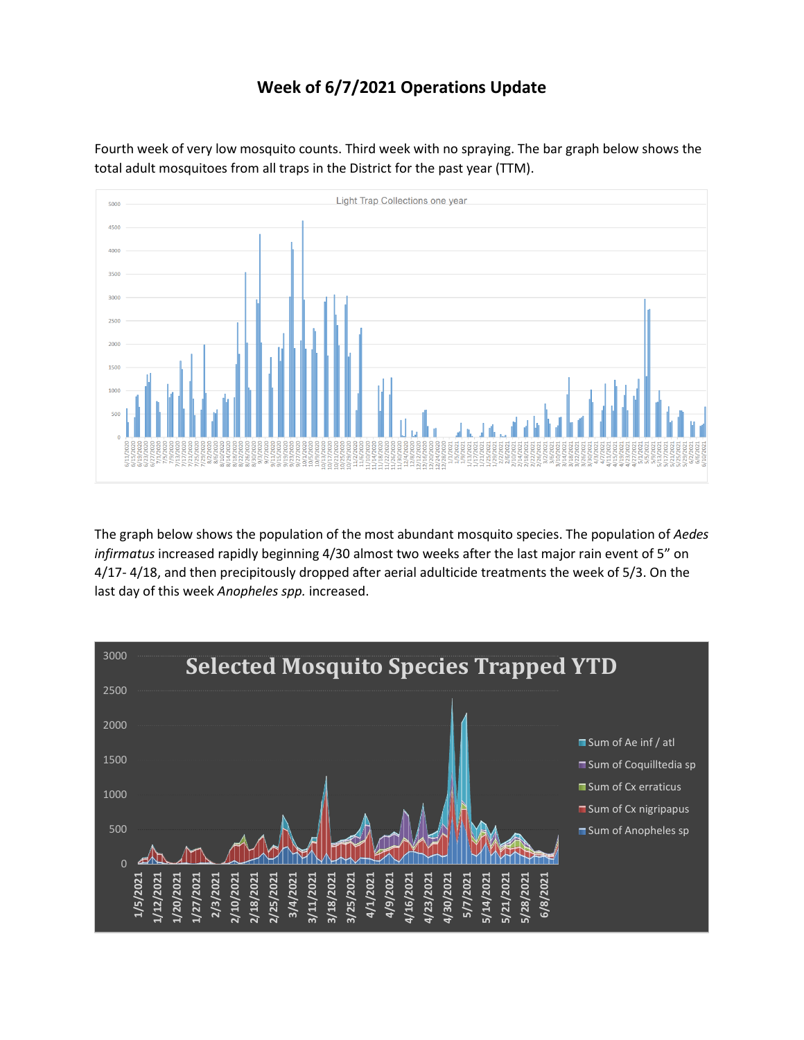# Week of 6/7/2021 Operations Update

Fourth week of very low mosquito counts. Third week with no spraying. The bar graph below shows the total adult mosquitoes from all traps in the District for the past year (TTM).

The graph below shows the population of the most abundant mosquito species. The population of *Aedes infirmatus* increased rapidly beginning 4/30 almost two weeks after the last major rain event of 5" on 4/17- 4/18, and then precipitously dropped after aerial adulticide treatments the week of 5/3. On the last day of this week *Anopheles spp.* increased.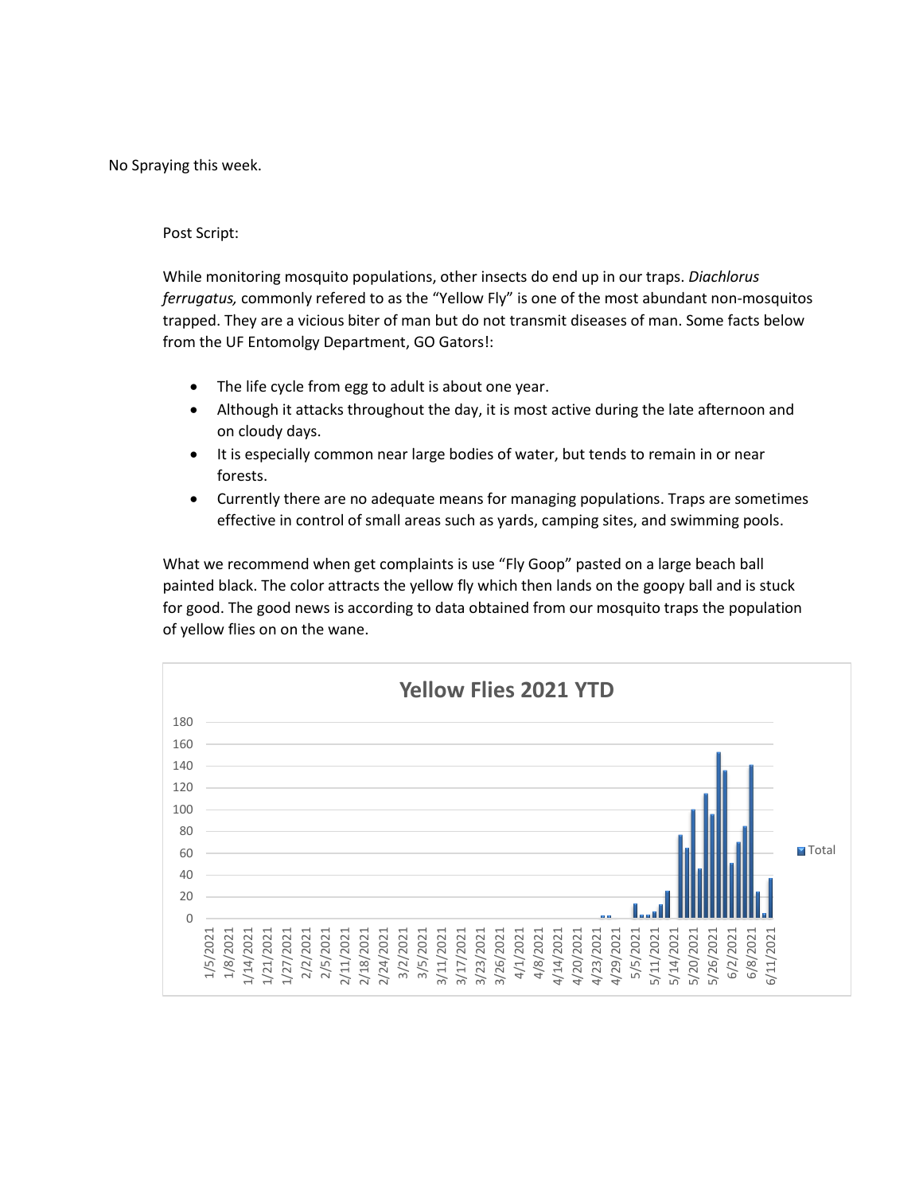No Spraying this week.

Post Script:

While monitoring mosquito populations, other insects do end up in our traps. *Diachlorus ferrugatus,* commonly refered to as the "Yellow Fly" is one of the most abundant non-mosquitos trapped. They are a vicious biter of man but do not transmit diseases of man. Some facts below from the UF Entomolgy Department, GO Gators!:

- The life cycle from egg to adult is about one year.
- Although it attacks throughout the day, it is most active during the late afternoon and on cloudy days.
- It is especially common near large bodies of water, but tends to remain in or near forests.
- Currently there are no adequate means for managing populations. Traps are sometimes effective in control of small areas such as yards, camping sites, and swimming pools.

What we recommend when get complaints is use "Fly Goop" pasted on a large beach ball painted black. The color attracts the yellow fly which then lands on the goopy ball and is stuck for good. The good news is according to data obtained from our mosquito traps the population of yellow flies on on the wane.

Yellow Flies 2021 YTD

180
160
140
120
100
80
60
40
20
0

Total

1/5/2021
1/8/2021
1/14/2021
1/21/2021
1/27/2021
2/2/2021
2/5/2021
2/11/2021
2/18/2021
2/24/2021
3/2/2021
3/5/2021
3/11/2021
3/17/2021
3/23/2021
3/26/2021
4/1/2021
4/8/2021
4/14/2021
4/20/2021
4/23/2021
4/29/2021
5/5/2021
5/11/2021
5/14/2021
5/20/2021
5/26/2021
6/2/2021
6/8/2021
6/11/2021